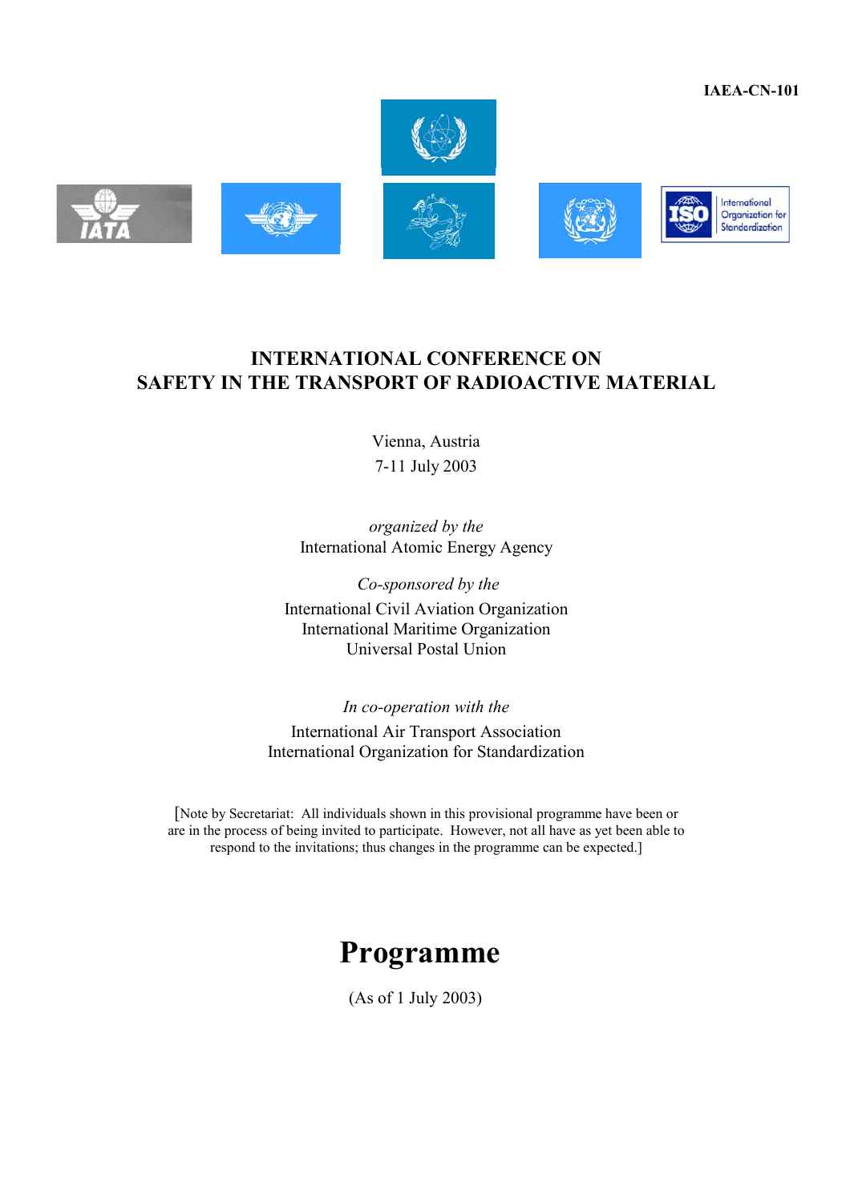IAEA-CN-101

# INTERNATIONAL CONFERENCE ON SAFETY IN THE TRANSPORT OF RADIOACTIVE MATERIAL

Vienna, Austria
7-11 July 2003

*organized by the*
International Atomic Energy Agency

*Co-sponsored by the*
International Civil Aviation Organization
International Maritime Organization
Universal Postal Union

*In co-operation with the*
International Air Transport Association
International Organization for Standardization

[Note by Secretariat: All individuals shown in this provisional programme have been or are in the process of being invited to participate. However, not all have as yet been able to respond to the invitations; thus changes in the programme can be expected.]

# Programme

(As of 1 July 2003)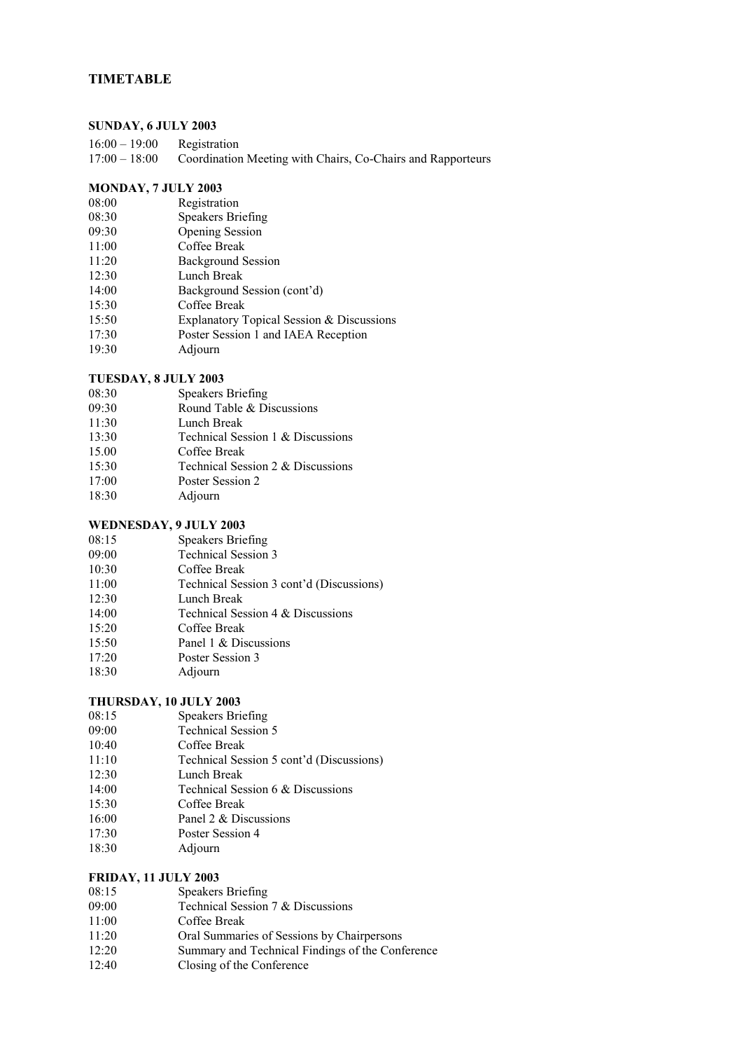# TIMETABLE

## SUNDAY, 6 JULY 2003

| | |
|---|---|
| 16:00 – 19:00 | Registration |
| 17:00 – 18:00 | Coordination Meeting with Chairs, Co-Chairs and Rapporteurs |

## MONDAY, 7 JULY 2003

| | |
|---|---|
| 08:00 | Registration |
| 08:30 | Speakers Briefing |
| 09:30 | Opening Session |
| 11:00 | Coffee Break |
| 11:20 | Background Session |
| 12:30 | Lunch Break |
| 14:00 | Background Session (cont'd) |
| 15:30 | Coffee Break |
| 15:50 | Explanatory Topical Session & Discussions |
| 17:30 | Poster Session 1 and IAEA Reception |
| 19:30 | Adjourn |

## TUESDAY, 8 JULY 2003

| | |
|---|---|
| 08:30 | Speakers Briefing |
| 09:30 | Round Table & Discussions |
| 11:30 | Lunch Break |
| 13:30 | Technical Session 1 & Discussions |
| 15.00 | Coffee Break |
| 15:30 | Technical Session 2 & Discussions |
| 17:00 | Poster Session 2 |
| 18:30 | Adjourn |

## WEDNESDAY, 9 JULY 2003

| | |
|---|---|
| 08:15 | Speakers Briefing |
| 09:00 | Technical Session 3 |
| 10:30 | Coffee Break |
| 11:00 | Technical Session 3 cont'd (Discussions) |
| 12:30 | Lunch Break |
| 14:00 | Technical Session 4 & Discussions |
| 15:20 | Coffee Break |
| 15:50 | Panel 1 & Discussions |
| 17:20 | Poster Session 3 |
| 18:30 | Adjourn |

## THURSDAY, 10 JULY 2003

| | |
|---|---|
| 08:15 | Speakers Briefing |
| 09:00 | Technical Session 5 |
| 10:40 | Coffee Break |
| 11:10 | Technical Session 5 cont'd (Discussions) |
| 12:30 | Lunch Break |
| 14:00 | Technical Session 6 & Discussions |
| 15:30 | Coffee Break |
| 16:00 | Panel 2 & Discussions |
| 17:30 | Poster Session 4 |
| 18:30 | Adjourn |

## FRIDAY, 11 JULY 2003

| | |
|---|---|
| 08:15 | Speakers Briefing |
| 09:00 | Technical Session 7 & Discussions |
| 11:00 | Coffee Break |
| 11:20 | Oral Summaries of Sessions by Chairpersons |
| 12:20 | Summary and Technical Findings of the Conference |
| 12:40 | Closing of the Conference |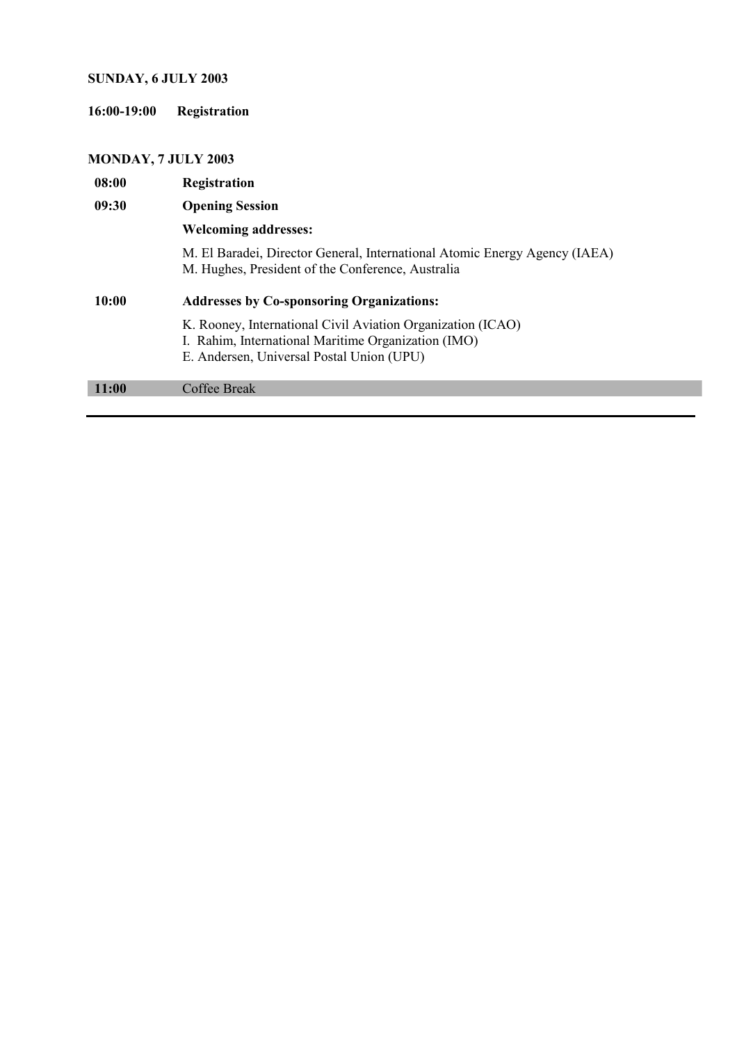**SUNDAY, 6 JULY 2003**

**16:00-19:00 Registration**

**MONDAY, 7 JULY 2003**

| | |
|---|---|
| **08:00** | **Registration** |
| **09:30** | **Opening Session** |
| | **Welcoming addresses:** |
| | M. El Baradei, Director General, International Atomic Energy Agency (IAEA)<br>M. Hughes, President of the Conference, Australia |
| **10:00** | **Addresses by Co-sponsoring Organizations:** |
| | K. Rooney, International Civil Aviation Organization (ICAO)<br>I. Rahim, International Maritime Organization (IMO)<br>E. Andersen, Universal Postal Union (UPU) |
| **11:00** | Coffee Break |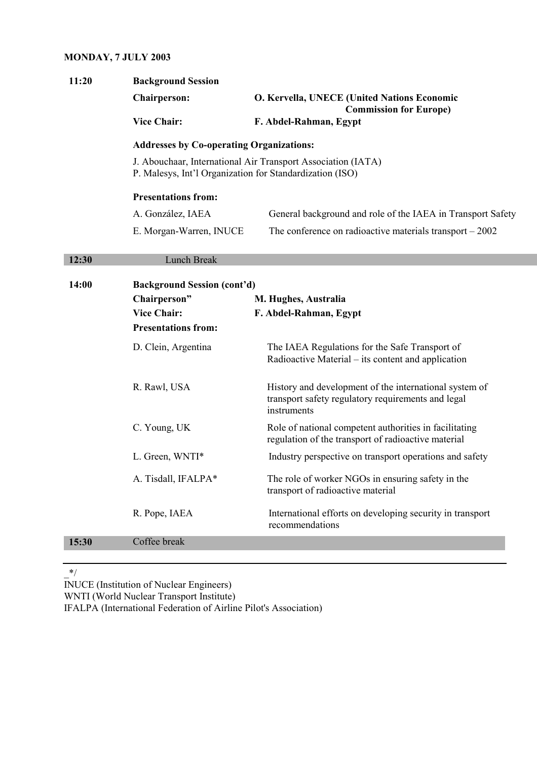**MONDAY, 7 JULY 2003**

| | | | |
|---|---|---|---|
| **11:20** | **Background Session** | | |
| | **Chairperson:** | **O. Kervella, UNECE (United Nations Economic Commission for Europe)** | |
| | **Vice Chair:** | **F. Abdel-Rahman, Egypt** | |
| | **Addresses by Co-operating Organizations:** | | |
| | J. Abouchaar, International Air Transport Association (IATA) | | |
| | P. Malesys, Int'l Organization for Standardization (ISO) | | |
| | **Presentations from:** | | |
| | A. González, IAEA | General background and role of the IAEA in Transport Safety | |
| | E. Morgan-Warren, INUCE | The conference on radioactive materials transport – 2002 | |
| **12:30** | Lunch Break | | |
| **14:00** | **Background Session (cont'd)** | | |
| | **Chairperson"** | **M. Hughes, Australia** | |
| | **Vice Chair:** | **F. Abdel-Rahman, Egypt** | |
| | **Presentations from:** | | |
| | D. Clein, Argentina | The IAEA Regulations for the Safe Transport of Radioactive Material – its content and application | |
| | R. Rawl, USA | History and development of the international system of transport safety regulatory requirements and legal instruments | |
| | C. Young, UK | Role of national competent authorities in facilitating regulation of the transport of radioactive material | |
| | L. Green, WNTI* | Industry perspective on transport operations and safety | |
| | A. Tisdall, IFALPA* | The role of worker NGOs in ensuring safety in the transport of radioactive material | |
| | R. Pope, IAEA | International efforts on developing security in transport recommendations | |
| **15:30** | Coffee break | | |

_*/

INUCE (Institution of Nuclear Engineers)
WNTI (World Nuclear Transport Institute)
IFALPA (International Federation of Airline Pilot's Association)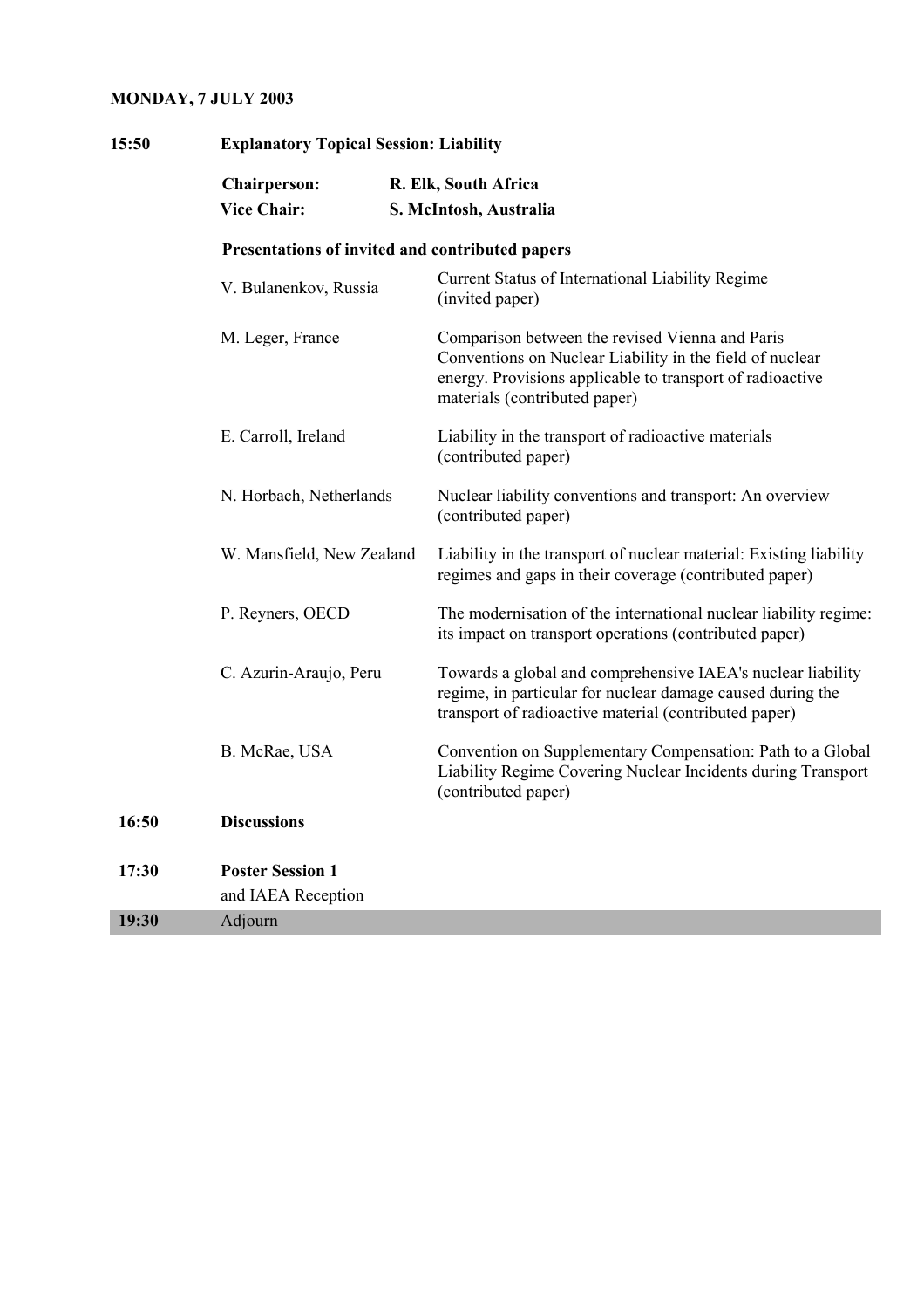**MONDAY, 7 JULY 2003**

| | | |
|---|---|---|
| **15:50** | **Explanatory Topical Session: Liability** | |
| | **Chairperson:** | **R. Elk, South Africa** |
| | **Vice Chair:** | **S. McIntosh, Australia** |
| | **Presentations of invited and contributed papers** | |
| | V. Bulanenkov, Russia | Current Status of International Liability Regime (invited paper) |
| | M. Leger, France | Comparison between the revised Vienna and Paris Conventions on Nuclear Liability in the field of nuclear energy. Provisions applicable to transport of radioactive materials (contributed paper) |
| | E. Carroll, Ireland | Liability in the transport of radioactive materials (contributed paper) |
| | N. Horbach, Netherlands | Nuclear liability conventions and transport: An overview (contributed paper) |
| | W. Mansfield, New Zealand | Liability in the transport of nuclear material: Existing liability regimes and gaps in their coverage (contributed paper) |
| | P. Reyners, OECD | The modernisation of the international nuclear liability regime: its impact on transport operations (contributed paper) |
| | C. Azurin-Araujo, Peru | Towards a global and comprehensive IAEA's nuclear liability regime, in particular for nuclear damage caused during the transport of radioactive material (contributed paper) |
| | B. McRae, USA | Convention on Supplementary Compensation: Path to a Global Liability Regime Covering Nuclear Incidents during Transport (contributed paper) |
| **16:50** | **Discussions** | |
| **17:30** | **Poster Session 1** and IAEA Reception | |
| **19:30** | Adjourn | |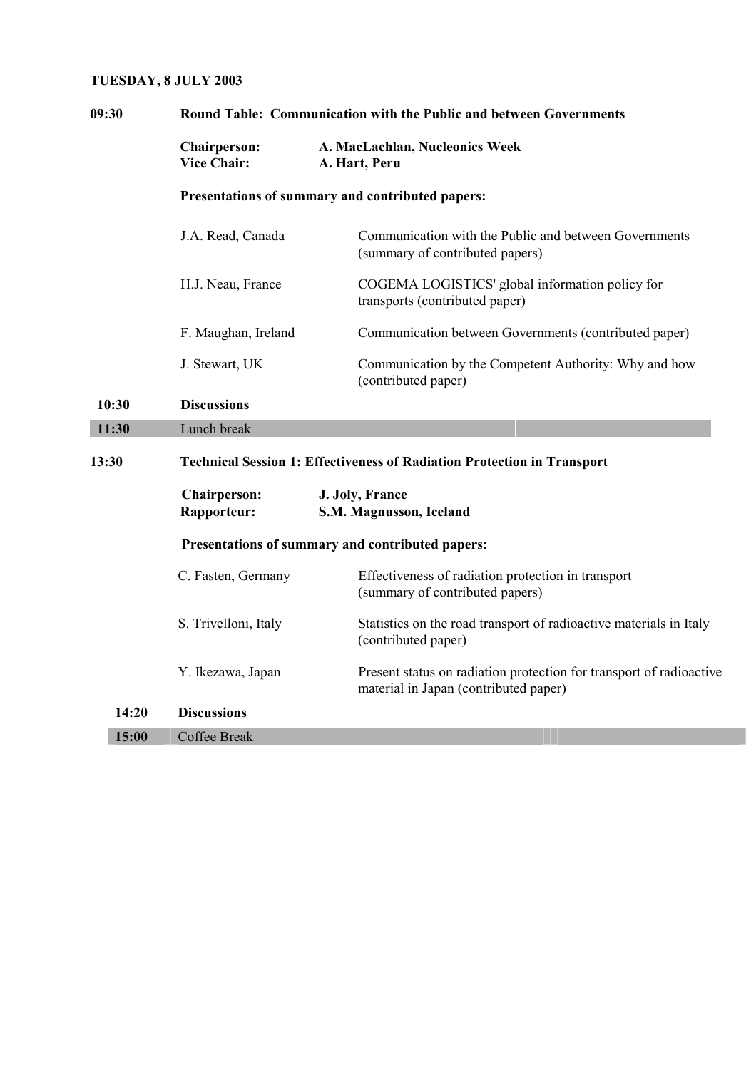**TUESDAY, 8 JULY 2003**

**09:30** **Round Table: Communication with the Public and between Governments**

**Chairperson:** **A. MacLachlan, Nucleonics Week**
**Vice Chair:** **A. Hart, Peru**

**Presentations of summary and contributed papers:**

| | |
|---|---|
| J.A. Read, Canada | Communication with the Public and between Governments (summary of contributed papers) |
| H.J. Neau, France | COGEMA LOGISTICS' global information policy for transports (contributed paper) |
| F. Maughan, Ireland | Communication between Governments (contributed paper) |
| J. Stewart, UK | Communication by the Competent Authority: Why and how (contributed paper) |

**10:30** **Discussions**

**11:30** Lunch break

**13:30** **Technical Session 1: Effectiveness of Radiation Protection in Transport**

**Chairperson:** **J. Joly, France**
**Rapporteur:** **S.M. Magnusson, Iceland**

**Presentations of summary and contributed papers:**

| | |
|---|---|
| C. Fasten, Germany | Effectiveness of radiation protection in transport (summary of contributed papers) |
| S. Trivelloni, Italy | Statistics on the road transport of radioactive materials in Italy (contributed paper) |
| Y. Ikezawa, Japan | Present status on radiation protection for transport of radioactive material in Japan (contributed paper) |

**14:20** **Discussions**

**15:00** Coffee Break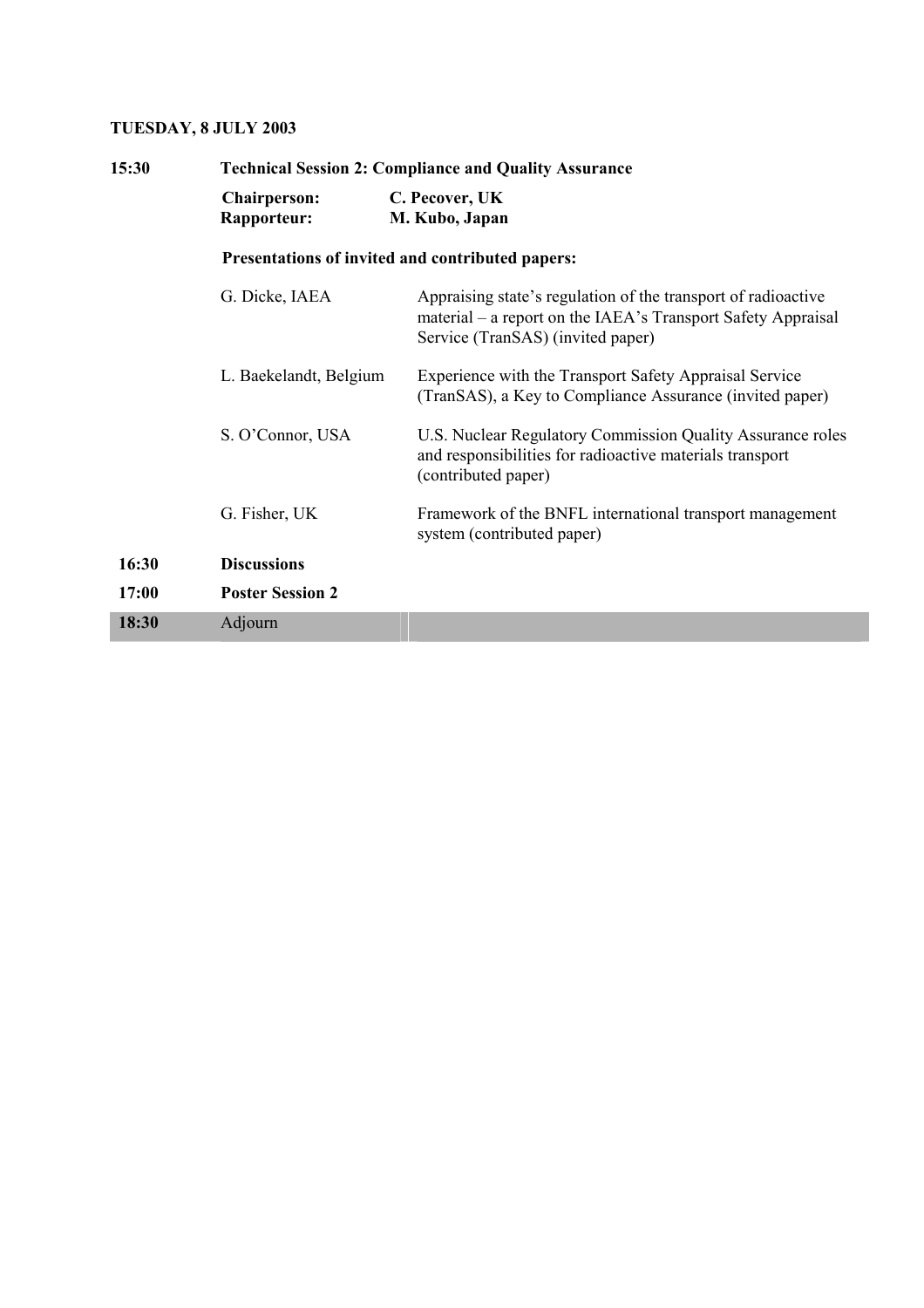**TUESDAY, 8 JULY 2003**

| | | |
|---|---|---|
| **15:30** | **Technical Session 2: Compliance and Quality Assurance** | |
| | **Chairperson:** | **C. Pecover, UK** |
| | **Rapporteur:** | **M. Kubo, Japan** |
| | **Presentations of invited and contributed papers:** | |
| | G. Dicke, IAEA | Appraising state's regulation of the transport of radioactive material – a report on the IAEA's Transport Safety Appraisal Service (TranSAS) (invited paper) |
| | L. Baekelandt, Belgium | Experience with the Transport Safety Appraisal Service (TranSAS), a Key to Compliance Assurance (invited paper) |
| | S. O'Connor, USA | U.S. Nuclear Regulatory Commission Quality Assurance roles and responsibilities for radioactive materials transport (contributed paper) |
| | G. Fisher, UK | Framework of the BNFL international transport management system (contributed paper) |
| **16:30** | **Discussions** | |
| **17:00** | **Poster Session 2** | |
| **18:30** | Adjourn | |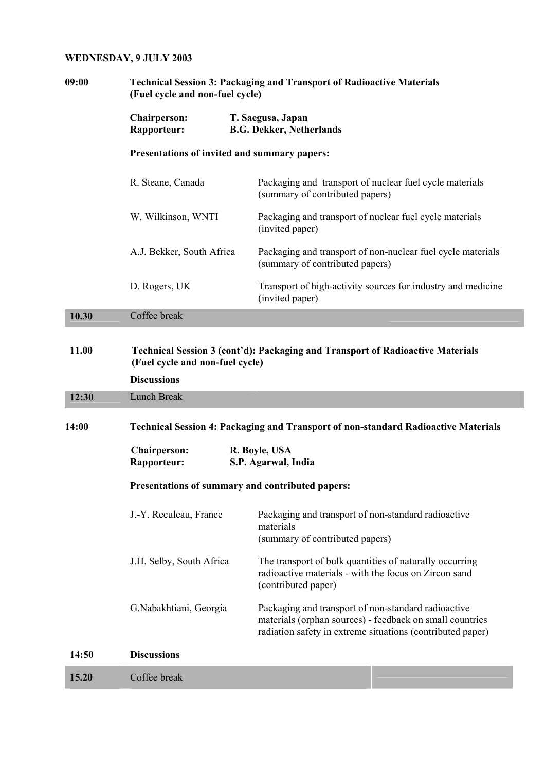**WEDNESDAY, 9 JULY 2003**

**09:00** **Technical Session 3: Packaging and Transport of Radioactive Materials (Fuel cycle and non-fuel cycle)**

**Chairperson:** **T. Saegusa, Japan**
**Rapporteur:** **B.G. Dekker, Netherlands**

**Presentations of invited and summary papers:**

| | |
|---|---|
| R. Steane, Canada | Packaging and transport of nuclear fuel cycle materials (summary of contributed papers) |
| W. Wilkinson, WNTI | Packaging and transport of nuclear fuel cycle materials (invited paper) |
| A.J. Bekker, South Africa | Packaging and transport of non-nuclear fuel cycle materials (summary of contributed papers) |
| D. Rogers, UK | Transport of high-activity sources for industry and medicine (invited paper) |

**10.30** Coffee break

**11.00** **Technical Session 3 (cont'd): Packaging and Transport of Radioactive Materials (Fuel cycle and non-fuel cycle)**

**Discussions**

**12:30** Lunch Break

**14:00** **Technical Session 4: Packaging and Transport of non-standard Radioactive Materials**

**Chairperson:** **R. Boyle, USA**
**Rapporteur:** **S.P. Agarwal, India**

**Presentations of summary and contributed papers:**

| | |
|---|---|
| J.-Y. Reculeau, France | Packaging and transport of non-standard radioactive materials (summary of contributed papers) |
| J.H. Selby, South Africa | The transport of bulk quantities of naturally occurring radioactive materials - with the focus on Zircon sand (contributed paper) |
| G.Nabakhtiani, Georgia | Packaging and transport of non-standard radioactive materials (orphan sources) - feedback on small countries radiation safety in extreme situations (contributed paper) |

**14:50** **Discussions**

**15.20** Coffee break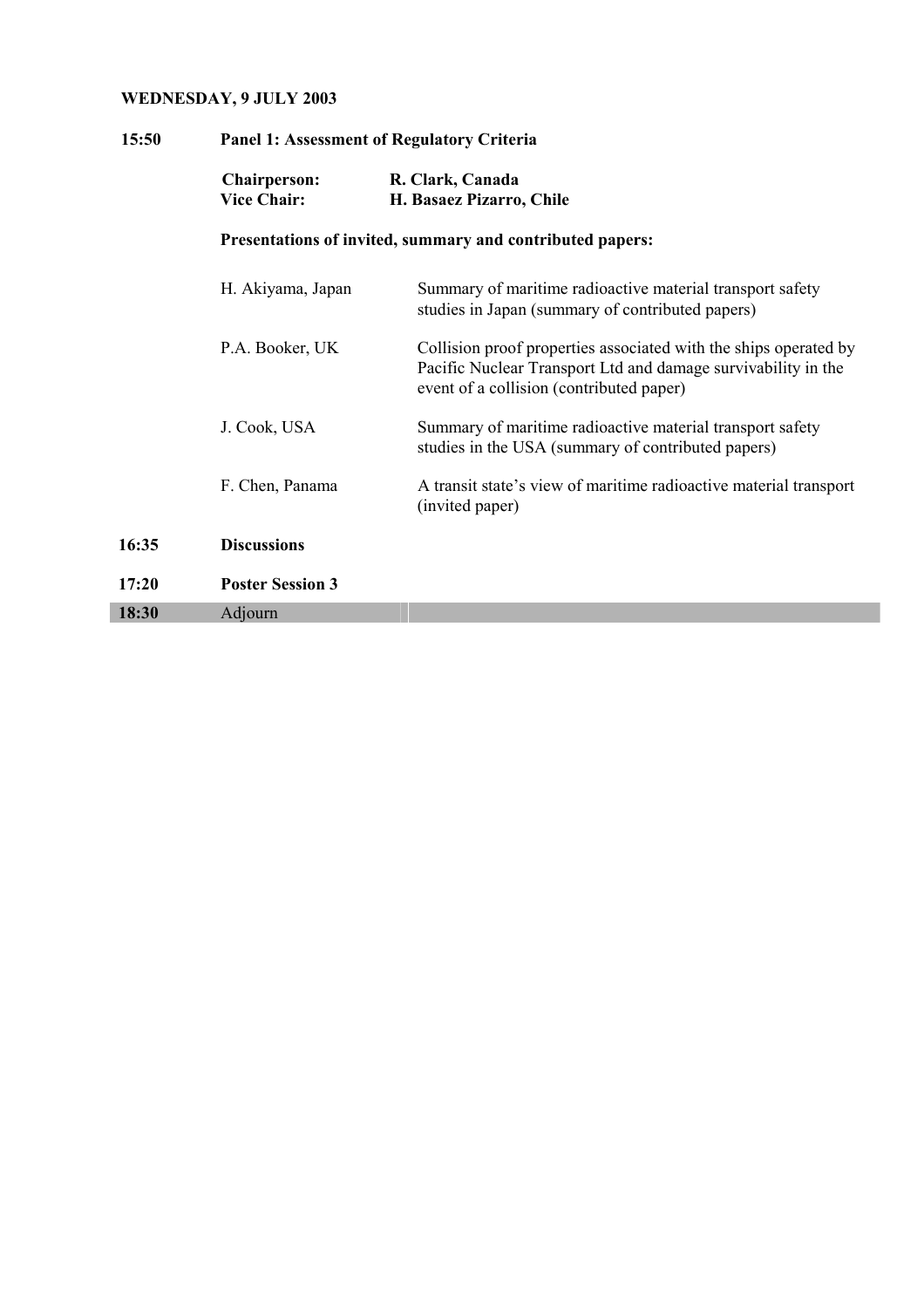**WEDNESDAY, 9 JULY 2003**

**15:50 Panel 1: Assessment of Regulatory Criteria**

**Chairperson:** **R. Clark, Canada**
**Vice Chair:** **H. Basaez Pizarro, Chile**

**Presentations of invited, summary and contributed papers:**

| | |
|---|---|
| H. Akiyama, Japan | Summary of maritime radioactive material transport safety studies in Japan (summary of contributed papers) |
| P.A. Booker, UK | Collision proof properties associated with the ships operated by Pacific Nuclear Transport Ltd and damage survivability in the event of a collision (contributed paper) |
| J. Cook, USA | Summary of maritime radioactive material transport safety studies in the USA (summary of contributed papers) |
| F. Chen, Panama | A transit state's view of maritime radioactive material transport (invited paper) |

**16:35 Discussions**

**17:20 Poster Session 3**

**18:30** Adjourn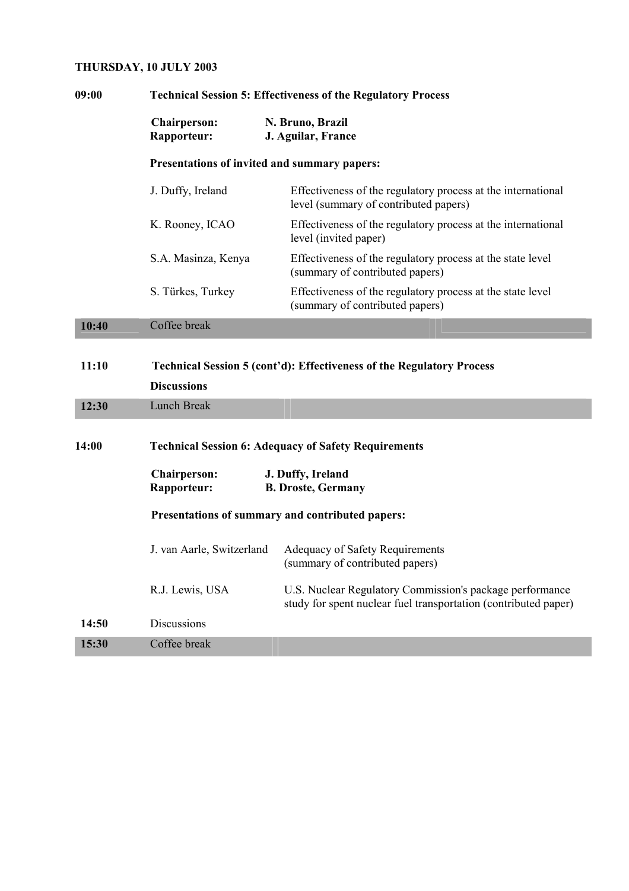**THURSDAY, 10 JULY 2003**

**09:00** **Technical Session 5: Effectiveness of the Regulatory Process**

**Chairperson:** **N. Bruno, Brazil**
**Rapporteur:** **J. Aguilar, France**

**Presentations of invited and summary papers:**

| | |
|---|---|
| J. Duffy, Ireland | Effectiveness of the regulatory process at the international level (summary of contributed papers) |
| K. Rooney, ICAO | Effectiveness of the regulatory process at the international level (invited paper) |
| S.A. Masinza, Kenya | Effectiveness of the regulatory process at the state level (summary of contributed papers) |
| S. Türkes, Turkey | Effectiveness of the regulatory process at the state level (summary of contributed papers) |

**10:40** Coffee break

**11:10** **Technical Session 5 (cont'd): Effectiveness of the Regulatory Process**

**Discussions**

**12:30** Lunch Break

**14:00** **Technical Session 6: Adequacy of Safety Requirements**

**Chairperson:** **J. Duffy, Ireland**
**Rapporteur:** **B. Droste, Germany**

**Presentations of summary and contributed papers:**

| | |
|---|---|
| J. van Aarle, Switzerland | Adequacy of Safety Requirements (summary of contributed papers) |
| R.J. Lewis, USA | U.S. Nuclear Regulatory Commission's package performance study for spent nuclear fuel transportation (contributed paper) |

**14:50** Discussions

**15:30** Coffee break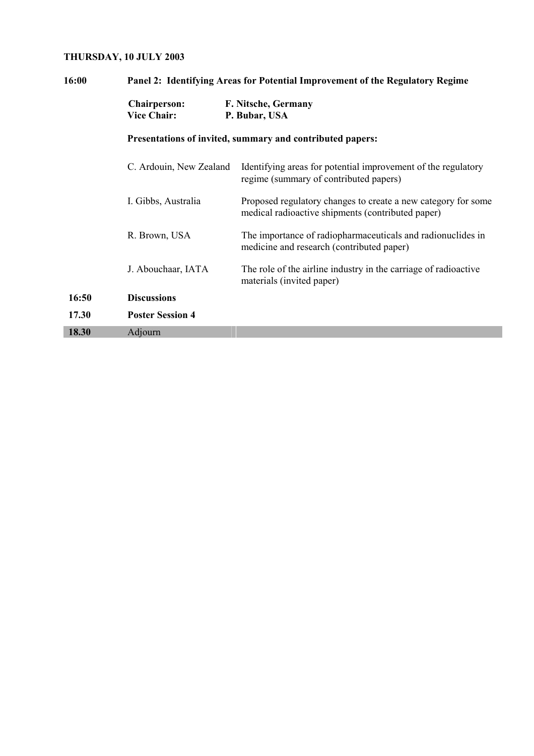**THURSDAY, 10 JULY 2003**

**16:00** **Panel 2: Identifying Areas for Potential Improvement of the Regulatory Regime**

**Chairperson:** **F. Nitsche, Germany**
**Vice Chair:** **P. Bubar, USA**

**Presentations of invited, summary and contributed papers:**

| | |
|---|---|
| C. Ardouin, New Zealand | Identifying areas for potential improvement of the regulatory regime (summary of contributed papers) |
| I. Gibbs, Australia | Proposed regulatory changes to create a new category for some medical radioactive shipments (contributed paper) |
| R. Brown, USA | The importance of radiopharmaceuticals and radionuclides in medicine and research (contributed paper) |
| J. Abouchaar, IATA | The role of the airline industry in the carriage of radioactive materials (invited paper) |

**16:50** **Discussions**

**17.30** **Poster Session 4**

**18.30** Adjourn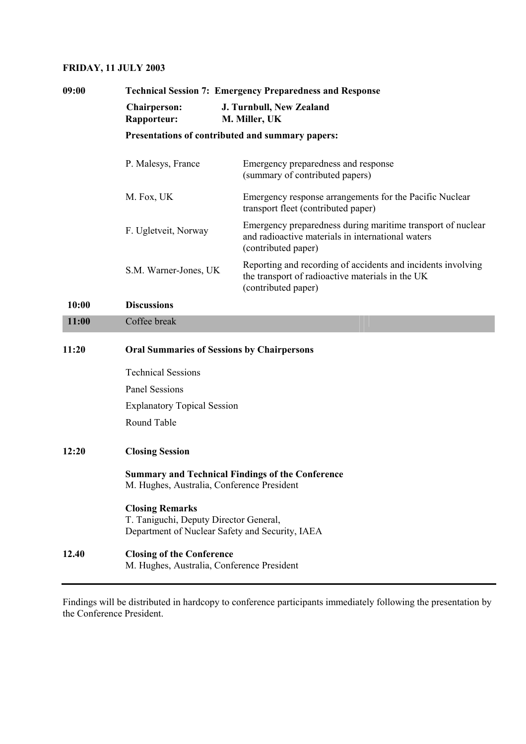**FRIDAY, 11 JULY 2003**

**09:00** **Technical Session 7: Emergency Preparedness and Response**

**Chairperson:** **J. Turnbull, New Zealand**
**Rapporteur:** **M. Miller, UK**

**Presentations of contributed and summary papers:**

| | |
|---|---|
| P. Malesys, France | Emergency preparedness and response (summary of contributed papers) |
| M. Fox, UK | Emergency response arrangements for the Pacific Nuclear transport fleet (contributed paper) |
| F. Ugletveit, Norway | Emergency preparedness during maritime transport of nuclear and radioactive materials in international waters (contributed paper) |
| S.M. Warner-Jones, UK | Reporting and recording of accidents and incidents involving the transport of radioactive materials in the UK (contributed paper) |

**10:00** **Discussions**

**11:00** Coffee break

**11:20** **Oral Summaries of Sessions by Chairpersons**

Technical Sessions

Panel Sessions

Explanatory Topical Session

Round Table

**12:20** **Closing Session**

**Summary and Technical Findings of the Conference**
M. Hughes, Australia, Conference President

**Closing Remarks**
T. Taniguchi, Deputy Director General,
Department of Nuclear Safety and Security, IAEA

**12.40** **Closing of the Conference**
M. Hughes, Australia, Conference President

---

Findings will be distributed in hardcopy to conference participants immediately following the presentation by the Conference President.